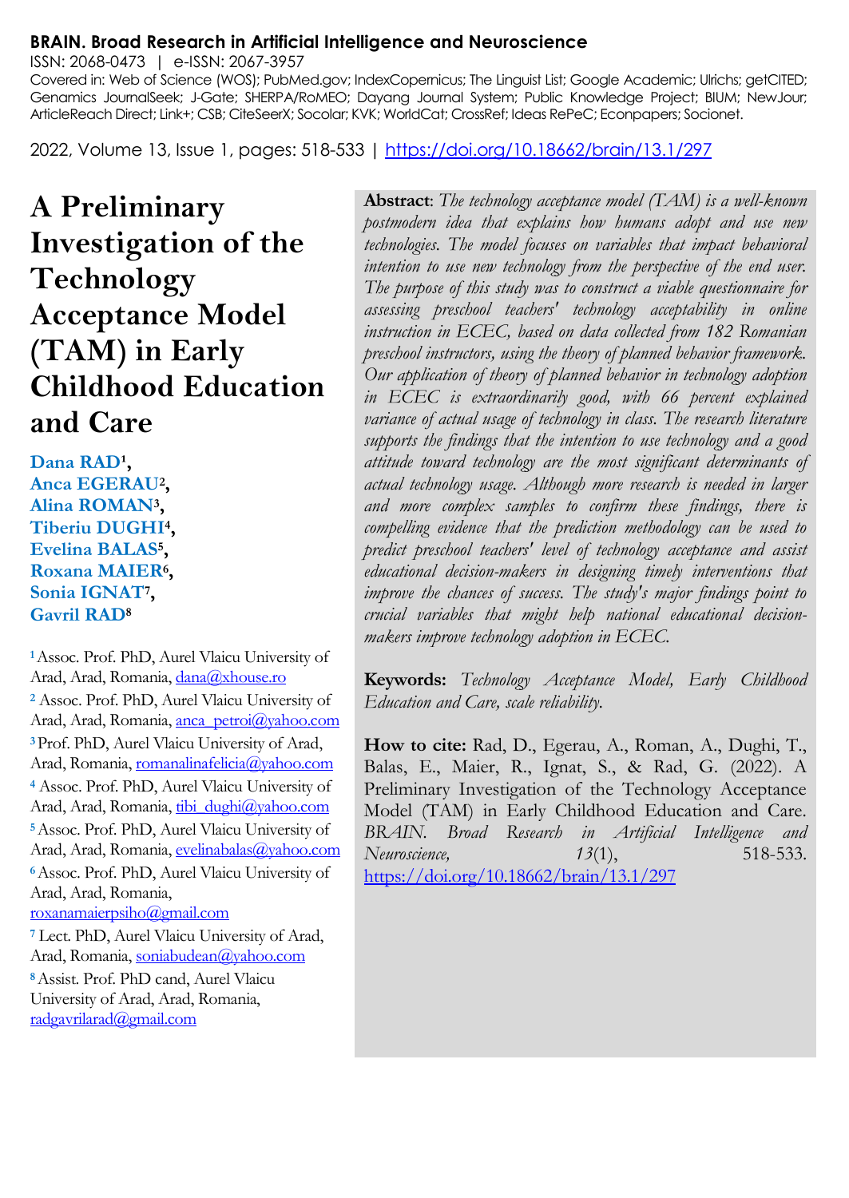**BRAIN. Broad Research in Artificial Intelligence and Neuroscience**

ISSN: 2068-0473 | e-ISSN: 2067-3957

Covered in: Web of Science (WOS); PubMed.gov; IndexCopernicus; The Linguist List; Google Academic; Ulrichs; getCITED; Genamics JournalSeek; J-Gate; SHERPA/RoMEO; Dayang Journal System; Public Knowledge Project; BIUM; NewJour; ArticleReach Direct; Link+; CSB; CiteSeerX; Socolar; KVK; WorldCat; CrossRef; Ideas RePeC; Econpapers; Socionet.

2022, Volume 13, Issue 1, pages: 518-533 | https://doi.org/10.18662/brain/13.1/297

# A Preliminary Investigation of the Technology Acceptance Model (TAM) in Early Childhood Education and Care

**Dana RAD**[1], **Anca EGERAU**[2], **Alina ROMAN**[3], **Tiberiu DUGHI**[4], **Evelina BALAS**[5], **Roxana MAIER**[6], **Sonia IGNAT**[7], **Gavril RAD**[8]

[1] Assoc. Prof. PhD, Aurel Vlaicu University of Arad, Arad, Romania, dana@xhouse.ro

[2] Assoc. Prof. PhD, Aurel Vlaicu University of Arad, Arad, Romania, anca_petroi@yahoo.com

[3] Prof. PhD, Aurel Vlaicu University of Arad, Arad, Romania, romanalinafelicia@yahoo.com

[4] Assoc. Prof. PhD, Aurel Vlaicu University of Arad, Arad, Romania, tibi_dughi@yahoo.com

[5] Assoc. Prof. PhD, Aurel Vlaicu University of Arad, Arad, Romania, evelinabalas@yahoo.com

[6] Assoc. Prof. PhD, Aurel Vlaicu University of Arad, Arad, Romania, roxanamaierpsiho@gmail.com

[7] Lect. PhD, Aurel Vlaicu University of Arad, Arad, Romania, soniabudean@yahoo.com

[8] Assist. Prof. PhD cand, Aurel Vlaicu University of Arad, Arad, Romania, radgavrilarad@gmail.com

**Abstract**: *The technology acceptance model (TAM) is a well-known postmodern idea that explains how humans adopt and use new technologies. The model focuses on variables that impact behavioral intention to use new technology from the perspective of the end user. The purpose of this study was to construct a viable questionnaire for assessing preschool teachers' technology acceptability in online instruction in ECEC, based on data collected from 182 Romanian preschool instructors, using the theory of planned behavior framework. Our application of theory of planned behavior in technology adoption in ECEC is extraordinarily good, with 66 percent explained variance of actual usage of technology in class. The research literature supports the findings that the intention to use technology and a good attitude toward technology are the most significant determinants of actual technology usage. Although more research is needed in larger and more complex samples to confirm these findings, there is compelling evidence that the prediction methodology can be used to predict preschool teachers' level of technology acceptance and assist educational decision-makers in designing timely interventions that improve the chances of success. The study's major findings point to crucial variables that might help national educational decision-makers improve technology adoption in ECEC.*

**Keywords:** *Technology Acceptance Model, Early Childhood Education and Care, scale reliability.*

**How to cite:** Rad, D., Egerau, A., Roman, A., Dughi, T., Balas, E., Maier, R., Ignat, S., & Rad, G. (2022). A Preliminary Investigation of the Technology Acceptance Model (TAM) in Early Childhood Education and Care. *BRAIN. Broad Research in Artificial Intelligence and Neuroscience, 13*(1), 518-533. https://doi.org/10.18662/brain/13.1/297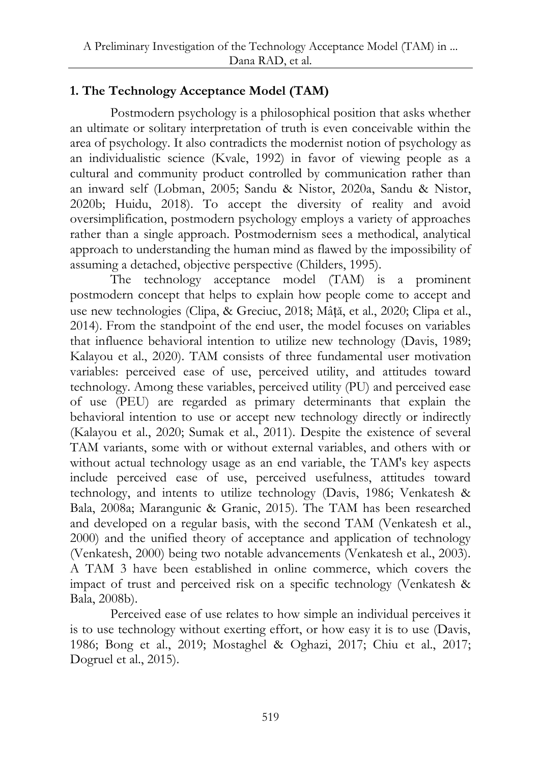## 1. The Technology Acceptance Model (TAM)

Postmodern psychology is a philosophical position that asks whether an ultimate or solitary interpretation of truth is even conceivable within the area of psychology. It also contradicts the modernist notion of psychology as an individualistic science (Kvale, 1992) in favor of viewing people as a cultural and community product controlled by communication rather than an inward self (Lobman, 2005; Sandu & Nistor, 2020a, Sandu & Nistor, 2020b; Huidu, 2018). To accept the diversity of reality and avoid oversimplification, postmodern psychology employs a variety of approaches rather than a single approach. Postmodernism sees a methodical, analytical approach to understanding the human mind as flawed by the impossibility of assuming a detached, objective perspective (Childers, 1995).

The technology acceptance model (TAM) is a prominent postmodern concept that helps to explain how people come to accept and use new technologies (Clipa, & Greciuc, 2018; Mâță, et al., 2020; Clipa et al., 2014). From the standpoint of the end user, the model focuses on variables that influence behavioral intention to utilize new technology (Davis, 1989; Kalayou et al., 2020). TAM consists of three fundamental user motivation variables: perceived ease of use, perceived utility, and attitudes toward technology. Among these variables, perceived utility (PU) and perceived ease of use (PEU) are regarded as primary determinants that explain the behavioral intention to use or accept new technology directly or indirectly (Kalayou et al., 2020; Sumak et al., 2011). Despite the existence of several TAM variants, some with or without external variables, and others with or without actual technology usage as an end variable, the TAM's key aspects include perceived ease of use, perceived usefulness, attitudes toward technology, and intents to utilize technology (Davis, 1986; Venkatesh & Bala, 2008a; Marangunic & Granic, 2015). The TAM has been researched and developed on a regular basis, with the second TAM (Venkatesh et al., 2000) and the unified theory of acceptance and application of technology (Venkatesh, 2000) being two notable advancements (Venkatesh et al., 2003). A TAM 3 have been established in online commerce, which covers the impact of trust and perceived risk on a specific technology (Venkatesh & Bala, 2008b).

Perceived ease of use relates to how simple an individual perceives it is to use technology without exerting effort, or how easy it is to use (Davis, 1986; Bong et al., 2019; Mostaghel & Oghazi, 2017; Chiu et al., 2017; Dogruel et al., 2015).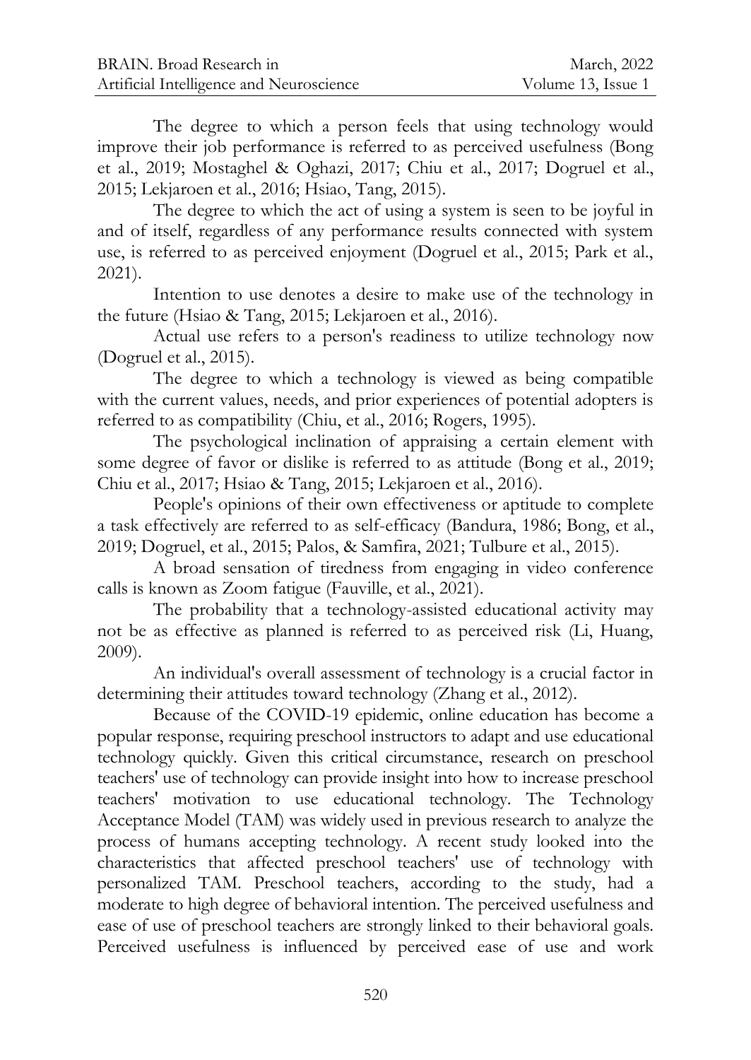The degree to which a person feels that using technology would improve their job performance is referred to as perceived usefulness (Bong et al., 2019; Mostaghel & Oghazi, 2017; Chiu et al., 2017; Dogruel et al., 2015; Lekjaroen et al., 2016; Hsiao, Tang, 2015).

The degree to which the act of using a system is seen to be joyful in and of itself, regardless of any performance results connected with system use, is referred to as perceived enjoyment (Dogruel et al., 2015; Park et al., 2021).

Intention to use denotes a desire to make use of the technology in the future (Hsiao & Tang, 2015; Lekjaroen et al., 2016).

Actual use refers to a person's readiness to utilize technology now (Dogruel et al., 2015).

The degree to which a technology is viewed as being compatible with the current values, needs, and prior experiences of potential adopters is referred to as compatibility (Chiu, et al., 2016; Rogers, 1995).

The psychological inclination of appraising a certain element with some degree of favor or dislike is referred to as attitude (Bong et al., 2019; Chiu et al., 2017; Hsiao & Tang, 2015; Lekjaroen et al., 2016).

People's opinions of their own effectiveness or aptitude to complete a task effectively are referred to as self-efficacy (Bandura, 1986; Bong, et al., 2019; Dogruel, et al., 2015; Palos, & Samfira, 2021; Tulbure et al., 2015).

A broad sensation of tiredness from engaging in video conference calls is known as Zoom fatigue (Fauville, et al., 2021).

The probability that a technology-assisted educational activity may not be as effective as planned is referred to as perceived risk (Li, Huang, 2009).

An individual's overall assessment of technology is a crucial factor in determining their attitudes toward technology (Zhang et al., 2012).

Because of the COVID-19 epidemic, online education has become a popular response, requiring preschool instructors to adapt and use educational technology quickly. Given this critical circumstance, research on preschool teachers' use of technology can provide insight into how to increase preschool teachers' motivation to use educational technology. The Technology Acceptance Model (TAM) was widely used in previous research to analyze the process of humans accepting technology. A recent study looked into the characteristics that affected preschool teachers' use of technology with personalized TAM. Preschool teachers, according to the study, had a moderate to high degree of behavioral intention. The perceived usefulness and ease of use of preschool teachers are strongly linked to their behavioral goals. Perceived usefulness is influenced by perceived ease of use and work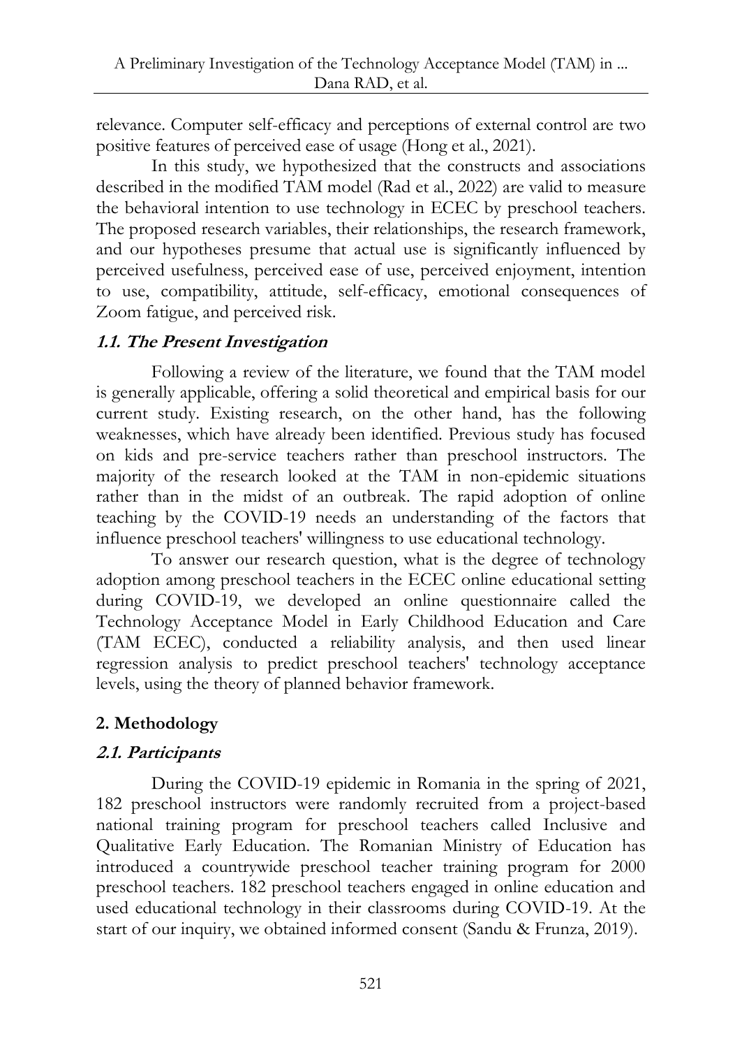relevance. Computer self-efficacy and perceptions of external control are two positive features of perceived ease of usage (Hong et al., 2021).

In this study, we hypothesized that the constructs and associations described in the modified TAM model (Rad et al., 2022) are valid to measure the behavioral intention to use technology in ECEC by preschool teachers. The proposed research variables, their relationships, the research framework, and our hypotheses presume that actual use is significantly influenced by perceived usefulness, perceived ease of use, perceived enjoyment, intention to use, compatibility, attitude, self-efficacy, emotional consequences of Zoom fatigue, and perceived risk.

### 1.1. The Present Investigation

Following a review of the literature, we found that the TAM model is generally applicable, offering a solid theoretical and empirical basis for our current study. Existing research, on the other hand, has the following weaknesses, which have already been identified. Previous study has focused on kids and pre-service teachers rather than preschool instructors. The majority of the research looked at the TAM in non-epidemic situations rather than in the midst of an outbreak. The rapid adoption of online teaching by the COVID-19 needs an understanding of the factors that influence preschool teachers' willingness to use educational technology.

To answer our research question, what is the degree of technology adoption among preschool teachers in the ECEC online educational setting during COVID-19, we developed an online questionnaire called the Technology Acceptance Model in Early Childhood Education and Care (TAM ECEC), conducted a reliability analysis, and then used linear regression analysis to predict preschool teachers' technology acceptance levels, using the theory of planned behavior framework.

## 2. Methodology

### 2.1. Participants

During the COVID-19 epidemic in Romania in the spring of 2021, 182 preschool instructors were randomly recruited from a project-based national training program for preschool teachers called Inclusive and Qualitative Early Education. The Romanian Ministry of Education has introduced a countrywide preschool teacher training program for 2000 preschool teachers. 182 preschool teachers engaged in online education and used educational technology in their classrooms during COVID-19. At the start of our inquiry, we obtained informed consent (Sandu & Frunza, 2019).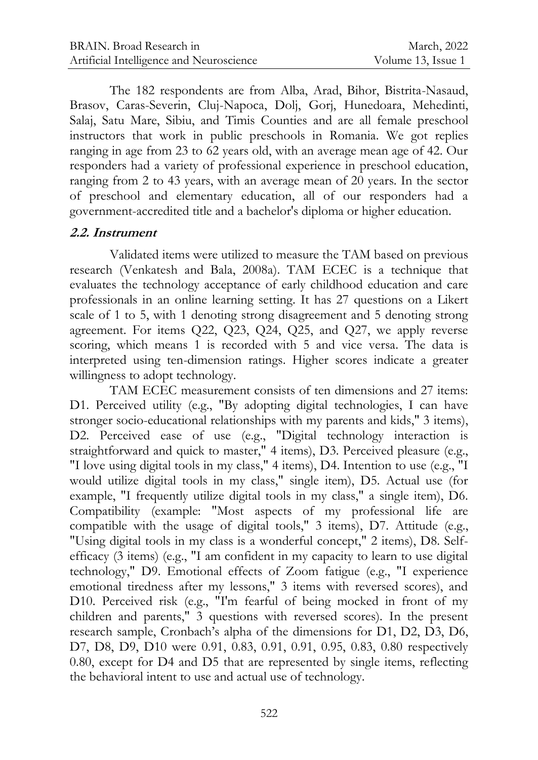The 182 respondents are from Alba, Arad, Bihor, Bistrita-Nasaud, Brasov, Caras-Severin, Cluj-Napoca, Dolj, Gorj, Hunedoara, Mehedinti, Salaj, Satu Mare, Sibiu, and Timis Counties and are all female preschool instructors that work in public preschools in Romania. We got replies ranging in age from 23 to 62 years old, with an average mean age of 42. Our responders had a variety of professional experience in preschool education, ranging from 2 to 43 years, with an average mean of 20 years. In the sector of preschool and elementary education, all of our responders had a government-accredited title and a bachelor's diploma or higher education.

### 2.2. Instrument

Validated items were utilized to measure the TAM based on previous research (Venkatesh and Bala, 2008a). TAM ECEC is a technique that evaluates the technology acceptance of early childhood education and care professionals in an online learning setting. It has 27 questions on a Likert scale of 1 to 5, with 1 denoting strong disagreement and 5 denoting strong agreement. For items Q22, Q23, Q24, Q25, and Q27, we apply reverse scoring, which means 1 is recorded with 5 and vice versa. The data is interpreted using ten-dimension ratings. Higher scores indicate a greater willingness to adopt technology.

TAM ECEC measurement consists of ten dimensions and 27 items: D1. Perceived utility (e.g., "By adopting digital technologies, I can have stronger socio-educational relationships with my parents and kids," 3 items), D2. Perceived ease of use (e.g., "Digital technology interaction is straightforward and quick to master," 4 items), D3. Perceived pleasure (e.g., "I love using digital tools in my class," 4 items), D4. Intention to use (e.g., "I would utilize digital tools in my class," single item), D5. Actual use (for example, "I frequently utilize digital tools in my class," a single item), D6. Compatibility (example: "Most aspects of my professional life are compatible with the usage of digital tools," 3 items), D7. Attitude (e.g., "Using digital tools in my class is a wonderful concept," 2 items), D8. Self-efficacy (3 items) (e.g., "I am confident in my capacity to learn to use digital technology," D9. Emotional effects of Zoom fatigue (e.g., "I experience emotional tiredness after my lessons," 3 items with reversed scores), and D10. Perceived risk (e.g., "I'm fearful of being mocked in front of my children and parents," 3 questions with reversed scores). In the present research sample, Cronbach's alpha of the dimensions for D1, D2, D3, D6, D7, D8, D9, D10 were 0.91, 0.83, 0.91, 0.91, 0.95, 0.83, 0.80 respectively 0.80, except for D4 and D5 that are represented by single items, reflecting the behavioral intent to use and actual use of technology.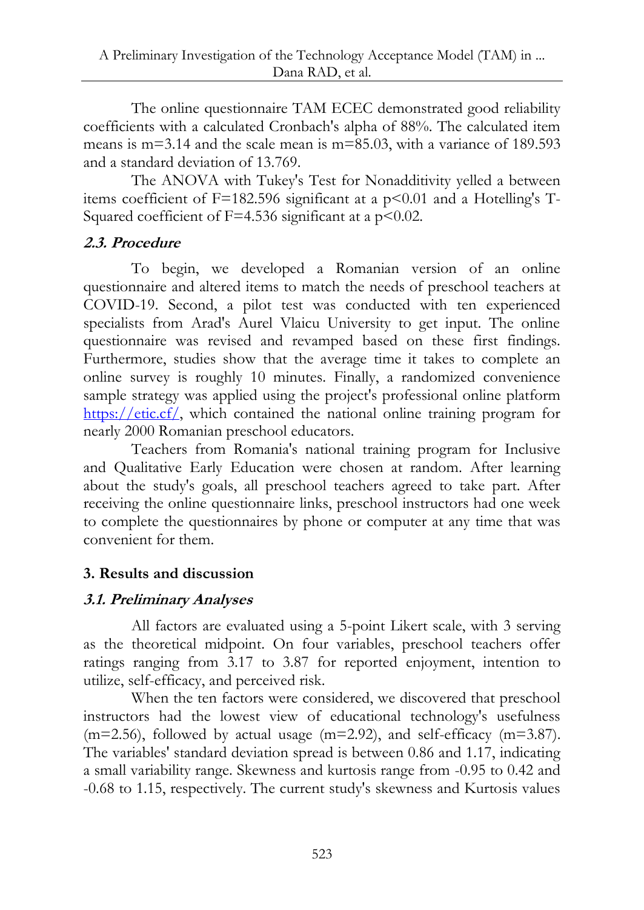The online questionnaire TAM ECEC demonstrated good reliability coefficients with a calculated Cronbach's alpha of 88%. The calculated item means is m=3.14 and the scale mean is m=85.03, with a variance of 189.593 and a standard deviation of 13.769.

The ANOVA with Tukey's Test for Nonadditivity yelled a between items coefficient of $F=182.596$ significant at a $p<0.01$ and a Hotelling's T-Squared coefficient of $F=4.536$ significant at a $p<0.02$.

### *2.3. Procedure*

To begin, we developed a Romanian version of an online questionnaire and altered items to match the needs of preschool teachers at COVID-19. Second, a pilot test was conducted with ten experienced specialists from Arad's Aurel Vlaicu University to get input. The online questionnaire was revised and revamped based on these first findings. Furthermore, studies show that the average time it takes to complete an online survey is roughly 10 minutes. Finally, a randomized convenience sample strategy was applied using the project's professional online platform https://etic.cf/, which contained the national online training program for nearly 2000 Romanian preschool educators.

Teachers from Romania's national training program for Inclusive and Qualitative Early Education were chosen at random. After learning about the study's goals, all preschool teachers agreed to take part. After receiving the online questionnaire links, preschool instructors had one week to complete the questionnaires by phone or computer at any time that was convenient for them.

## 3. Results and discussion

### *3.1. Preliminary Analyses*

All factors are evaluated using a 5-point Likert scale, with 3 serving as the theoretical midpoint. On four variables, preschool teachers offer ratings ranging from 3.17 to 3.87 for reported enjoyment, intention to utilize, self-efficacy, and perceived risk.

When the ten factors were considered, we discovered that preschool instructors had the lowest view of educational technology's usefulness (m=2.56), followed by actual usage (m=2.92), and self-efficacy (m=3.87). The variables' standard deviation spread is between 0.86 and 1.17, indicating a small variability range. Skewness and kurtosis range from -0.95 to 0.42 and -0.68 to 1.15, respectively. The current study's skewness and Kurtosis values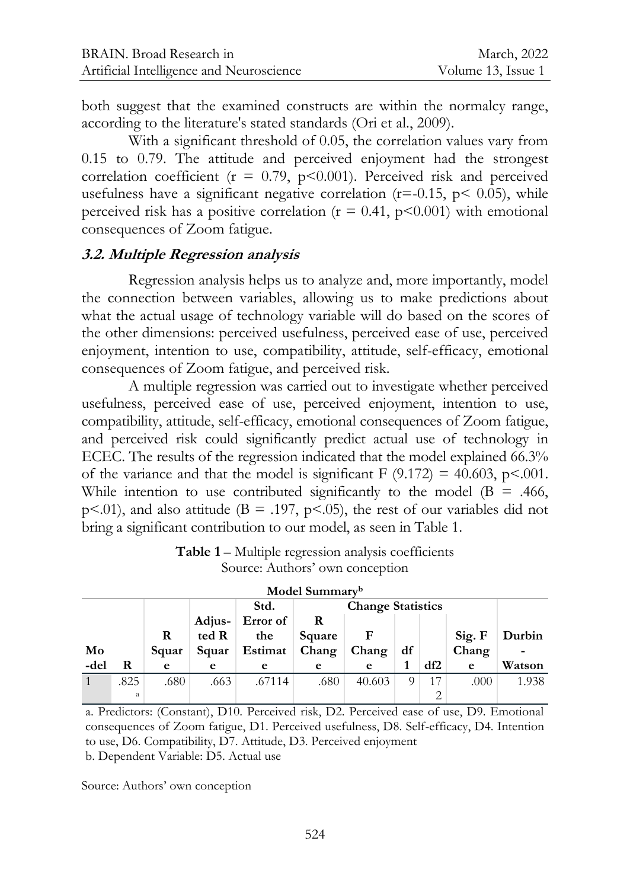both suggest that the examined constructs are within the normalcy range, according to the literature's stated standards (Ori et al., 2009).

With a significant threshold of 0.05, the correlation values vary from 0.15 to 0.79. The attitude and perceived enjoyment had the strongest correlation coefficient ($r = 0.79$, $p<0.001$). Perceived risk and perceived usefulness have a significant negative correlation ($r=-0.15$, $p< 0.05$), while perceived risk has a positive correlation ($r = 0.41$, $p<0.001$) with emotional consequences of Zoom fatigue.

### *3.2. Multiple Regression analysis*

Regression analysis helps us to analyze and, more importantly, model the connection between variables, allowing us to make predictions about what the actual usage of technology variable will do based on the scores of the other dimensions: perceived usefulness, perceived ease of use, perceived enjoyment, intention to use, compatibility, attitude, self-efficacy, emotional consequences of Zoom fatigue, and perceived risk.

A multiple regression was carried out to investigate whether perceived usefulness, perceived ease of use, perceived enjoyment, intention to use, compatibility, attitude, self-efficacy, emotional consequences of Zoom fatigue, and perceived risk could significantly predict actual use of technology in ECEC. The results of the regression indicated that the model explained 66.3% of the variance and that the model is significant $F(9.172) = 40.603$, $p<.001$. While intention to use contributed significantly to the model ($B = .466$, $p<.01$), and also attitude ($B = .197$, $p<.05$), the rest of our variables did not bring a significant contribution to our model, as seen in Table 1.

**Table 1** – Multiple regression analysis coefficients
Source: Authors' own conception

**Model Summary[b]**

| Model | R | R Square | Adjusted R Square | Std. Error of the Estimate | Change Statistics | | | | | Durbin-Watson |
|---|---|---|---|---|---|---|---|---|---|---|
| | | | | | R Square Change | F Change | df1 | df2 | Sig. F Change | |
| 1 | .825[a] | .680 | .663 | .67114 | .680 | 40.603 | 9 | 172 | .000 | 1.938 |

a. Predictors: (Constant), D10. Perceived risk, D2. Perceived ease of use, D9. Emotional consequences of Zoom fatigue, D1. Perceived usefulness, D8. Self-efficacy, D4. Intention to use, D6. Compatibility, D7. Attitude, D3. Perceived enjoyment

b. Dependent Variable: D5. Actual use

Source: Authors' own conception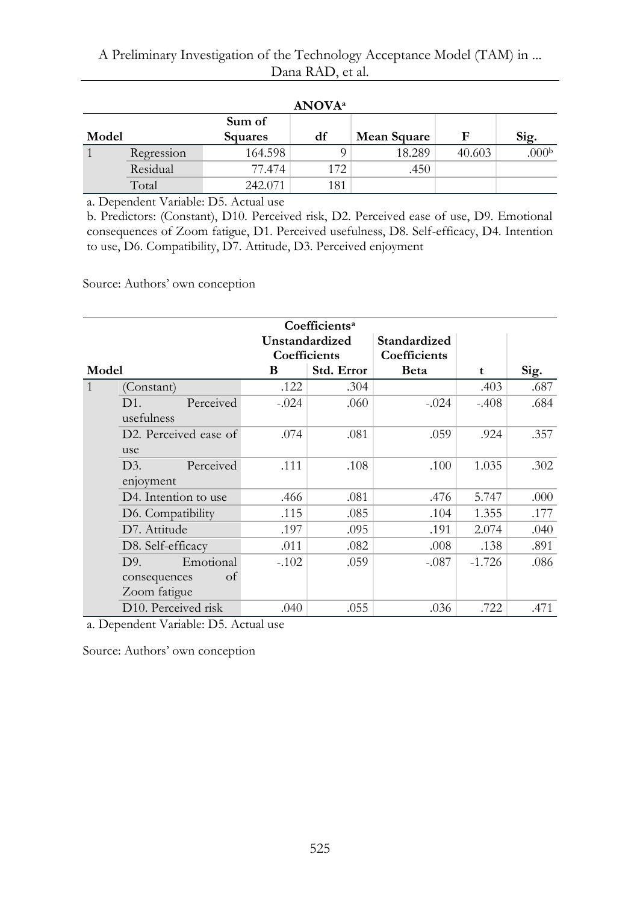**ANOVA[a]**

| Model | | Sum of Squares | df | Mean Square | F | Sig. |
|---|---|---|---|---|---|---|
| 1 | Regression | 164.598 | 9 | 18.289 | 40.603 | .000[b] |
| | Residual | 77.474 | 172 | .450 | | |
| | Total | 242.071 | 181 | | | |

a. Dependent Variable: D5. Actual use

b. Predictors: (Constant), D10. Perceived risk, D2. Perceived ease of use, D9. Emotional consequences of Zoom fatigue, D1. Perceived usefulness, D8. Self-efficacy, D4. Intention to use, D6. Compatibility, D7. Attitude, D3. Perceived enjoyment

Source: Authors' own conception

**Coefficients[a]**

| Model | | Unstandardized Coefficients | | Standardized Coefficients | t | Sig. |
|---|---|---|---|---|---|---|
| | | B | Std. Error | Beta | | |
| 1 | (Constant) | .122 | .304 | | .403 | .687 |
| | D1. Perceived usefulness | -.024 | .060 | -.024 | -.408 | .684 |
| | D2. Perceived ease of use | .074 | .081 | .059 | .924 | .357 |
| | D3. Perceived enjoyment | .111 | .108 | .100 | 1.035 | .302 |
| | D4. Intention to use | .466 | .081 | .476 | 5.747 | .000 |
| | D6. Compatibility | .115 | .085 | .104 | 1.355 | .177 |
| | D7. Attitude | .197 | .095 | .191 | 2.074 | .040 |
| | D8. Self-efficacy | .011 | .082 | .008 | .138 | .891 |
| | D9. Emotional consequences of Zoom fatigue | -.102 | .059 | -.087 | -1.726 | .086 |
| | D10. Perceived risk | .040 | .055 | .036 | .722 | .471 |

a. Dependent Variable: D5. Actual use

Source: Authors' own conception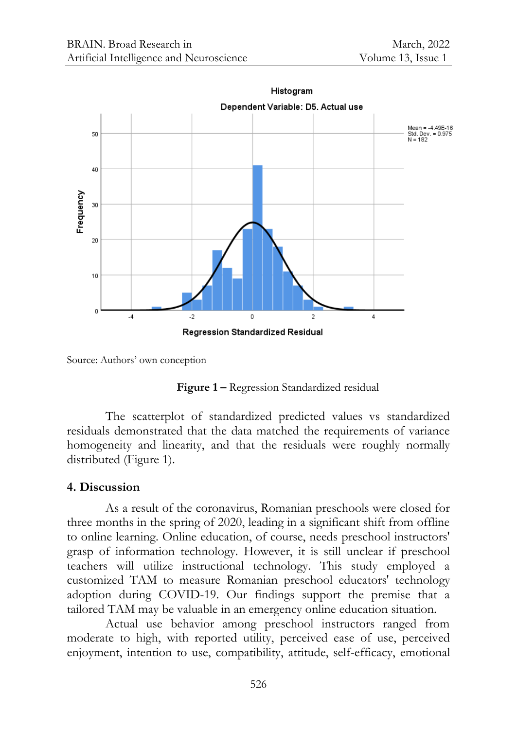Source: Authors' own conception

**Figure 1 –** Regression Standardized residual

The scatterplot of standardized predicted values vs standardized residuals demonstrated that the data matched the requirements of variance homogeneity and linearity, and that the residuals were roughly normally distributed (Figure 1).

## 4. Discussion

As a result of the coronavirus, Romanian preschools were closed for three months in the spring of 2020, leading in a significant shift from offline to online learning. Online education, of course, needs preschool instructors' grasp of information technology. However, it is still unclear if preschool teachers will utilize instructional technology. This study employed a customized TAM to measure Romanian preschool educators' technology adoption during COVID-19. Our findings support the premise that a tailored TAM may be valuable in an emergency online education situation.

Actual use behavior among preschool instructors ranged from moderate to high, with reported utility, perceived ease of use, perceived enjoyment, intention to use, compatibility, attitude, self-efficacy, emotional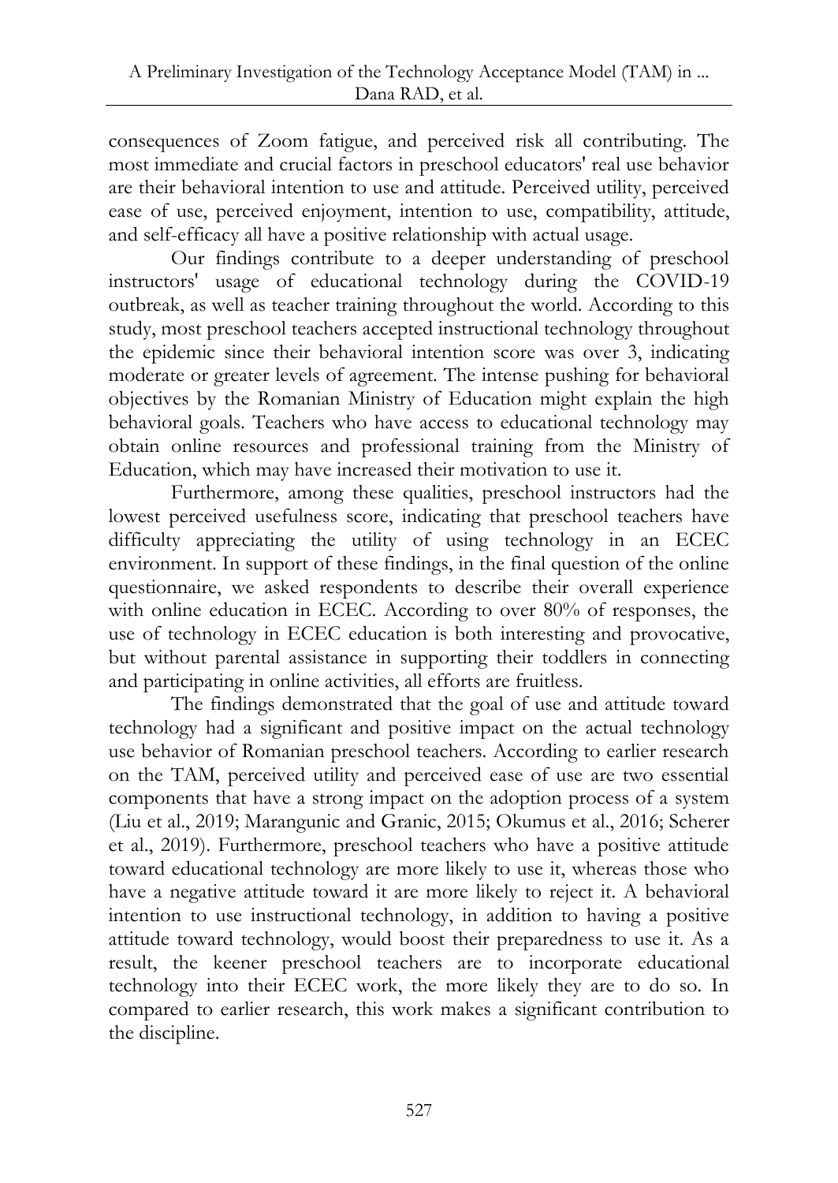consequences of Zoom fatigue, and perceived risk all contributing. The most immediate and crucial factors in preschool educators' real use behavior are their behavioral intention to use and attitude. Perceived utility, perceived ease of use, perceived enjoyment, intention to use, compatibility, attitude, and self-efficacy all have a positive relationship with actual usage.

Our findings contribute to a deeper understanding of preschool instructors' usage of educational technology during the COVID-19 outbreak, as well as teacher training throughout the world. According to this study, most preschool teachers accepted instructional technology throughout the epidemic since their behavioral intention score was over 3, indicating moderate or greater levels of agreement. The intense pushing for behavioral objectives by the Romanian Ministry of Education might explain the high behavioral goals. Teachers who have access to educational technology may obtain online resources and professional training from the Ministry of Education, which may have increased their motivation to use it.

Furthermore, among these qualities, preschool instructors had the lowest perceived usefulness score, indicating that preschool teachers have difficulty appreciating the utility of using technology in an ECEC environment. In support of these findings, in the final question of the online questionnaire, we asked respondents to describe their overall experience with online education in ECEC. According to over 80% of responses, the use of technology in ECEC education is both interesting and provocative, but without parental assistance in supporting their toddlers in connecting and participating in online activities, all efforts are fruitless.

The findings demonstrated that the goal of use and attitude toward technology had a significant and positive impact on the actual technology use behavior of Romanian preschool teachers. According to earlier research on the TAM, perceived utility and perceived ease of use are two essential components that have a strong impact on the adoption process of a system (Liu et al., 2019; Marangunic and Granic, 2015; Okumus et al., 2016; Scherer et al., 2019). Furthermore, preschool teachers who have a positive attitude toward educational technology are more likely to use it, whereas those who have a negative attitude toward it are more likely to reject it. A behavioral intention to use instructional technology, in addition to having a positive attitude toward technology, would boost their preparedness to use it. As a result, the keener preschool teachers are to incorporate educational technology into their ECEC work, the more likely they are to do so. In compared to earlier research, this work makes a significant contribution to the discipline.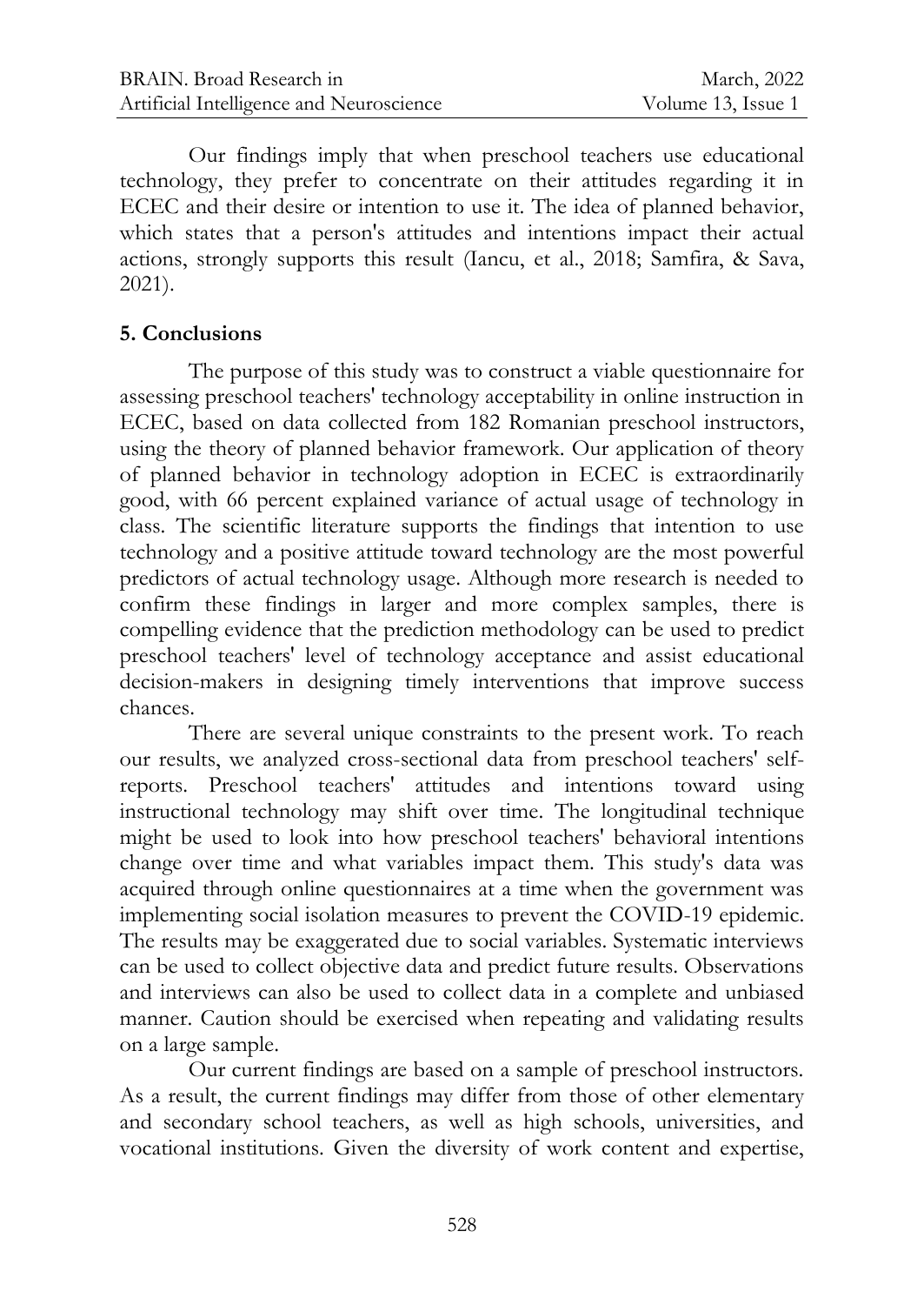Our findings imply that when preschool teachers use educational technology, they prefer to concentrate on their attitudes regarding it in ECEC and their desire or intention to use it. The idea of planned behavior, which states that a person's attitudes and intentions impact their actual actions, strongly supports this result (Iancu, et al., 2018; Samfira, & Sava, 2021).

## 5. Conclusions

The purpose of this study was to construct a viable questionnaire for assessing preschool teachers' technology acceptability in online instruction in ECEC, based on data collected from 182 Romanian preschool instructors, using the theory of planned behavior framework. Our application of theory of planned behavior in technology adoption in ECEC is extraordinarily good, with 66 percent explained variance of actual usage of technology in class. The scientific literature supports the findings that intention to use technology and a positive attitude toward technology are the most powerful predictors of actual technology usage. Although more research is needed to confirm these findings in larger and more complex samples, there is compelling evidence that the prediction methodology can be used to predict preschool teachers' level of technology acceptance and assist educational decision-makers in designing timely interventions that improve success chances.

There are several unique constraints to the present work. To reach our results, we analyzed cross-sectional data from preschool teachers' self-reports. Preschool teachers' attitudes and intentions toward using instructional technology may shift over time. The longitudinal technique might be used to look into how preschool teachers' behavioral intentions change over time and what variables impact them. This study's data was acquired through online questionnaires at a time when the government was implementing social isolation measures to prevent the COVID-19 epidemic. The results may be exaggerated due to social variables. Systematic interviews can be used to collect objective data and predict future results. Observations and interviews can also be used to collect data in a complete and unbiased manner. Caution should be exercised when repeating and validating results on a large sample.

Our current findings are based on a sample of preschool instructors. As a result, the current findings may differ from those of other elementary and secondary school teachers, as well as high schools, universities, and vocational institutions. Given the diversity of work content and expertise,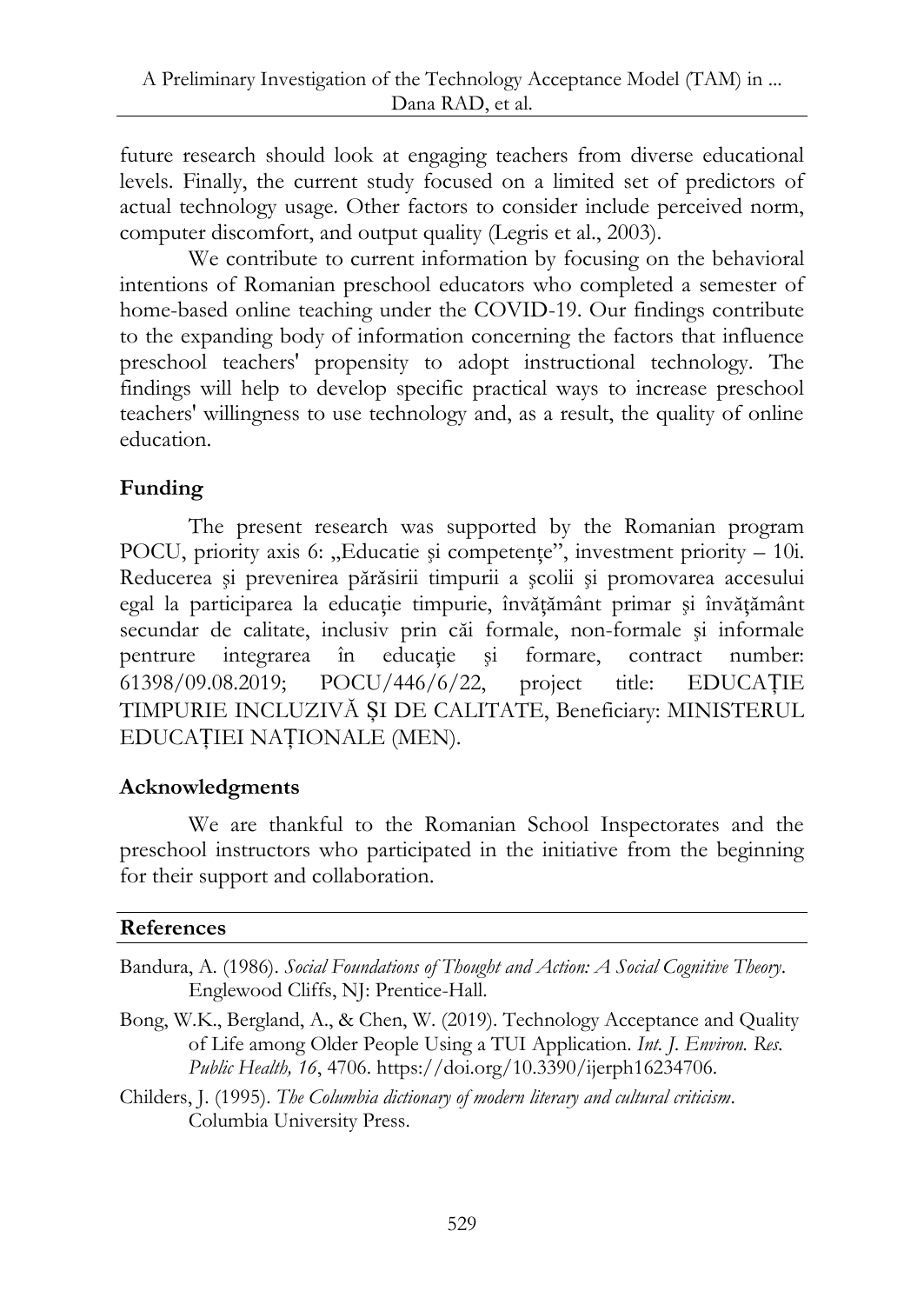future research should look at engaging teachers from diverse educational levels. Finally, the current study focused on a limited set of predictors of actual technology usage. Other factors to consider include perceived norm, computer discomfort, and output quality (Legris et al., 2003).

We contribute to current information by focusing on the behavioral intentions of Romanian preschool educators who completed a semester of home-based online teaching under the COVID-19. Our findings contribute to the expanding body of information concerning the factors that influence preschool teachers' propensity to adopt instructional technology. The findings will help to develop specific practical ways to increase preschool teachers' willingness to use technology and, as a result, the quality of online education.

## Funding

The present research was supported by the Romanian program POCU, priority axis 6: „Educatie şi competenţe", investment priority – 10i. Reducerea şi prevenirea părăsirii timpurii a şcolii şi promovarea accesului egal la participarea la educaţie timpurie, învăţământ primar şi învăţământ secundar de calitate, inclusiv prin căi formale, non-formale şi informale pentrure integrarea în educaţie şi formare, contract number: 61398/09.08.2019; POCU/446/6/22, project title: EDUCAȚIE TIMPURIE INCLUZIVĂ ȘI DE CALITATE, Beneficiary: MINISTERUL EDUCAȚIEI NAȚIONALE (MEN).

## Acknowledgments

We are thankful to the Romanian School Inspectorates and the preschool instructors who participated in the initiative from the beginning for their support and collaboration.

## References

Bandura, A. (1986). *Social Foundations of Thought and Action: A Social Cognitive Theory*. Englewood Cliffs, NJ: Prentice-Hall.

Bong, W.K., Bergland, A., & Chen, W. (2019). Technology Acceptance and Quality of Life among Older People Using a TUI Application. *Int. J. Environ. Res. Public Health, 16*, 4706. https://doi.org/10.3390/ijerph16234706.

Childers, J. (1995). *The Columbia dictionary of modern literary and cultural criticism*. Columbia University Press.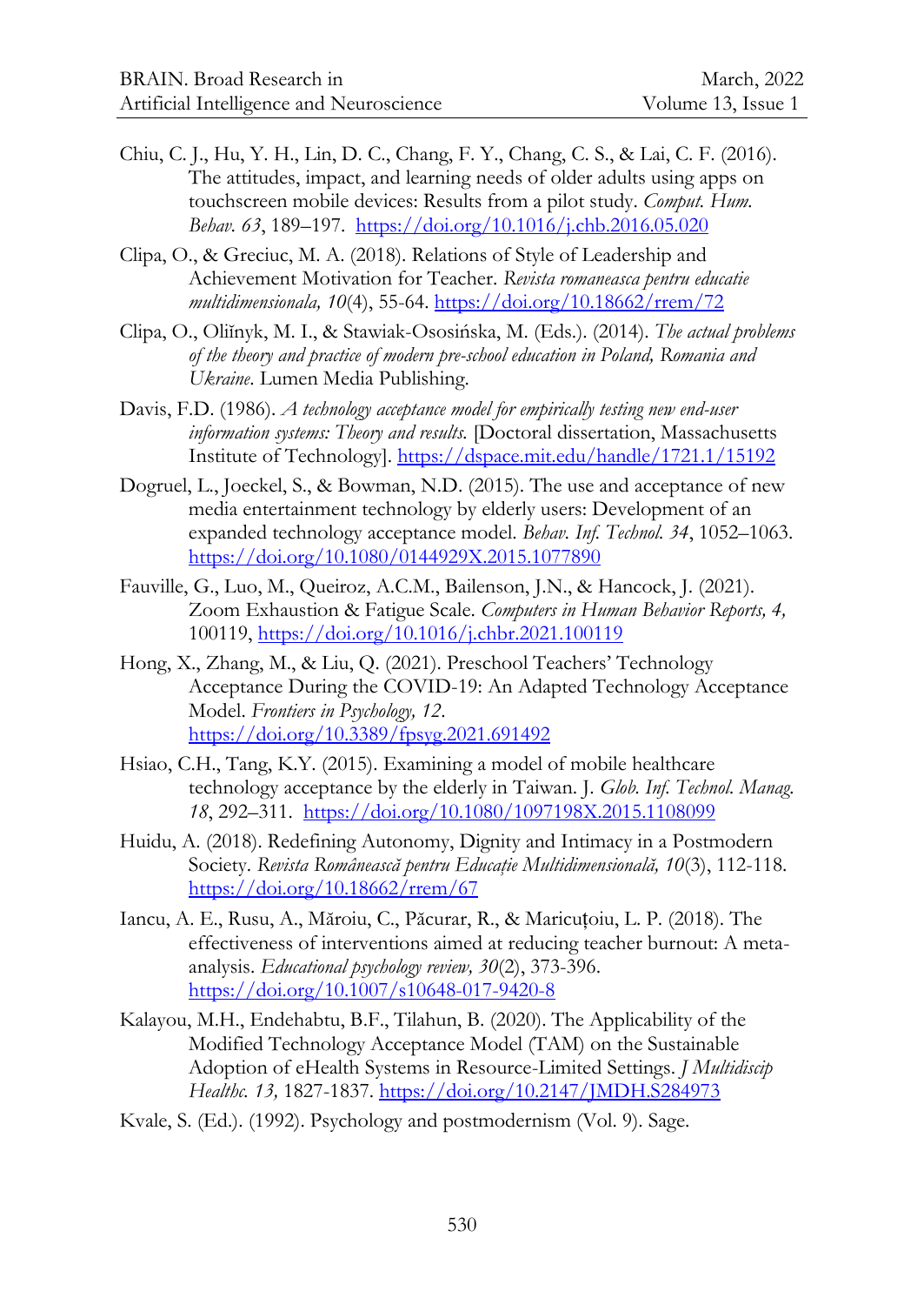Chiu, C. J., Hu, Y. H., Lin, D. C., Chang, F. Y., Chang, C. S., & Lai, C. F. (2016). The attitudes, impact, and learning needs of older adults using apps on touchscreen mobile devices: Results from a pilot study. *Comput. Hum. Behav. 63*, 189–197. https://doi.org/10.1016/j.chb.2016.05.020

Clipa, O., & Greciuc, M. A. (2018). Relations of Style of Leadership and Achievement Motivation for Teacher. *Revista romaneasca pentru educatie multidimensionala, 10*(4), 55-64. https://doi.org/10.18662/rrem/72

Clipa, O., Oliĭnyk, M. I., & Stawiak-Ososińska, M. (Eds.). (2014). *The actual problems of the theory and practice of modern pre-school education in Poland, Romania and Ukraine*. Lumen Media Publishing.

Davis, F.D. (1986). *A technology acceptance model for empirically testing new end-user information systems: Theory and results.* [Doctoral dissertation, Massachusetts Institute of Technology]. https://dspace.mit.edu/handle/1721.1/15192

Dogruel, L., Joeckel, S., & Bowman, N.D. (2015). The use and acceptance of new media entertainment technology by elderly users: Development of an expanded technology acceptance model. *Behav. Inf. Technol. 34*, 1052–1063. https://doi.org/10.1080/0144929X.2015.1077890

Fauville, G., Luo, M., Queiroz, A.C.M., Bailenson, J.N., & Hancock, J. (2021). Zoom Exhaustion & Fatigue Scale. *Computers in Human Behavior Reports, 4,* 100119, https://doi.org/10.1016/j.chbr.2021.100119

Hong, X., Zhang, M., & Liu, Q. (2021). Preschool Teachers' Technology Acceptance During the COVID-19: An Adapted Technology Acceptance Model. *Frontiers in Psychology, 12*. https://doi.org/10.3389/fpsyg.2021.691492

Hsiao, C.H., Tang, K.Y. (2015). Examining a model of mobile healthcare technology acceptance by the elderly in Taiwan. J. *Glob. Inf. Technol. Manag. 18*, 292–311. https://doi.org/10.1080/1097198X.2015.1108099

Huidu, A. (2018). Redefining Autonomy, Dignity and Intimacy in a Postmodern Society. *Revista Românească pentru Educaţie Multidimensională, 10*(3), 112-118. https://doi.org/10.18662/rrem/67

Iancu, A. E., Rusu, A., Măroiu, C., Păcurar, R., & Maricuțoiu, L. P. (2018). The effectiveness of interventions aimed at reducing teacher burnout: A meta-analysis. *Educational psychology review, 30*(2), 373-396. https://doi.org/10.1007/s10648-017-9420-8

Kalayou, M.H., Endehabtu, B.F., Tilahun, B. (2020). The Applicability of the Modified Technology Acceptance Model (TAM) on the Sustainable Adoption of eHealth Systems in Resource-Limited Settings. *J Multidiscip Healthc. 13,* 1827-1837. https://doi.org/10.2147/JMDH.S284973

Kvale, S. (Ed.). (1992). Psychology and postmodernism (Vol. 9). Sage.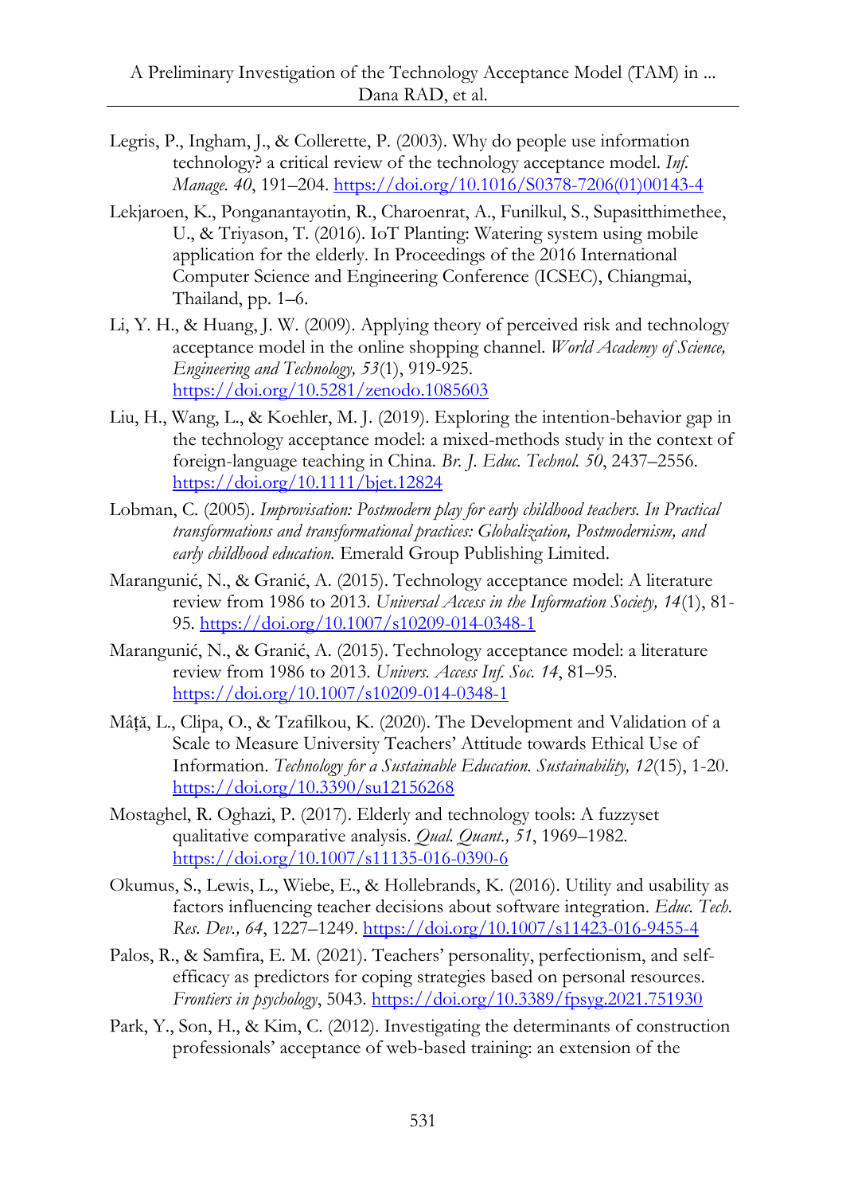Legris, P., Ingham, J., & Collerette, P. (2003). Why do people use information technology? a critical review of the technology acceptance model. *Inf. Manage. 40*, 191–204. https://doi.org/10.1016/S0378-7206(01)00143-4

Lekjaroen, K., Ponganantayotin, R., Charoenrat, A., Funilkul, S., Supasitthimethee, U., & Triyason, T. (2016). IoT Planting: Watering system using mobile application for the elderly. In Proceedings of the 2016 International Computer Science and Engineering Conference (ICSEC), Chiangmai, Thailand, pp. 1–6.

Li, Y. H., & Huang, J. W. (2009). Applying theory of perceived risk and technology acceptance model in the online shopping channel. *World Academy of Science, Engineering and Technology, 53*(1), 919-925. https://doi.org/10.5281/zenodo.1085603

Liu, H., Wang, L., & Koehler, M. J. (2019). Exploring the intention-behavior gap in the technology acceptance model: a mixed-methods study in the context of foreign-language teaching in China. *Br. J. Educ. Technol. 50*, 2437–2556. https://doi.org/10.1111/bjet.12824

Lobman, C. (2005). *Improvisation: Postmodern play for early childhood teachers. In Practical transformations and transformational practices: Globalization, Postmodernism, and early childhood education.* Emerald Group Publishing Limited.

Marangunić, N., & Granić, A. (2015). Technology acceptance model: A literature review from 1986 to 2013. *Universal Access in the Information Society, 14*(1), 81-95. https://doi.org/10.1007/s10209-014-0348-1

Marangunić, N., & Granić, A. (2015). Technology acceptance model: a literature review from 1986 to 2013. *Univers. Access Inf. Soc. 14*, 81–95. https://doi.org/10.1007/s10209-014-0348-1

Mâță, L., Clipa, O., & Tzafilkou, K. (2020). The Development and Validation of a Scale to Measure University Teachers' Attitude towards Ethical Use of Information. *Technology for a Sustainable Education. Sustainability, 12*(15), 1-20. https://doi.org/10.3390/su12156268

Mostaghel, R. Oghazi, P. (2017). Elderly and technology tools: A fuzzyset qualitative comparative analysis. *Qual. Quant., 51*, 1969–1982. https://doi.org/10.1007/s11135-016-0390-6

Okumus, S., Lewis, L., Wiebe, E., & Hollebrands, K. (2016). Utility and usability as factors influencing teacher decisions about software integration. *Educ. Tech. Res. Dev., 64*, 1227–1249. https://doi.org/10.1007/s11423-016-9455-4

Palos, R., & Samfira, E. M. (2021). Teachers' personality, perfectionism, and self-efficacy as predictors for coping strategies based on personal resources. *Frontiers in psychology*, 5043. https://doi.org/10.3389/fpsyg.2021.751930

Park, Y., Son, H., & Kim, C. (2012). Investigating the determinants of construction professionals' acceptance of web-based training: an extension of the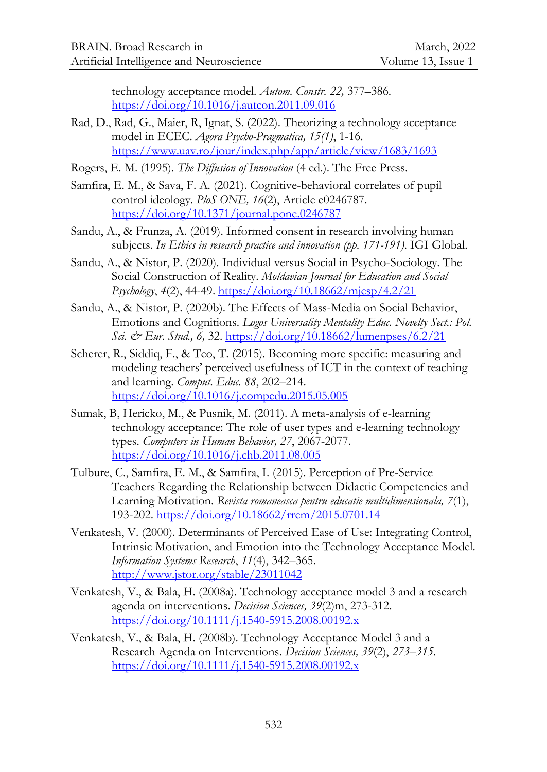technology acceptance model. *Autom. Constr. 22,* 377–386. https://doi.org/10.1016/j.autcon.2011.09.016

Rad, D., Rad, G., Maier, R, Ignat, S. (2022). Theorizing a technology acceptance model in ECEC. *Agora Psycho-Pragmatica, 15(1)*, 1-16. https://www.uav.ro/jour/index.php/app/article/view/1683/1693

Rogers, E. M. (1995). *The Diffusion of Innovation* (4 ed.). The Free Press.

Samfira, E. M., & Sava, F. A. (2021). Cognitive-behavioral correlates of pupil control ideology. *PloS ONE, 16*(2), Article e0246787. https://doi.org/10.1371/journal.pone.0246787

Sandu, A., & Frunza, A. (2019). Informed consent in research involving human subjects. *In Ethics in research practice and innovation (pp. 171-191).* IGI Global.

Sandu, A., & Nistor, P. (2020). Individual versus Social in Psycho-Sociology. The Social Construction of Reality. *Moldavian Journal for Education and Social Psychology*, *4*(2), 44-49. https://doi.org/10.18662/mjesp/4.2/21

Sandu, A., & Nistor, P. (2020b). The Effects of Mass-Media on Social Behavior, Emotions and Cognitions. *Logos Universality Mentality Educ. Novelty Sect.: Pol. Sci. & Eur. Stud., 6,* 32. https://doi.org/10.18662/lumenpses/6.2/21

Scherer, R., Siddiq, F., & Teo, T. (2015). Becoming more specific: measuring and modeling teachers' perceived usefulness of ICT in the context of teaching and learning. *Comput. Educ. 88*, 202–214. https://doi.org/10.1016/j.compedu.2015.05.005

Sumak, B, Hericko, M., & Pusnik, M. (2011). A meta-analysis of e-learning technology acceptance: The role of user types and e-learning technology types. *Computers in Human Behavior, 27*, 2067-2077. https://doi.org/10.1016/j.chb.2011.08.005

Tulbure, C., Samfira, E. M., & Samfira, I. (2015). Perception of Pre-Service Teachers Regarding the Relationship between Didactic Competencies and Learning Motivation. *Revista romaneasca pentru educatie multidimensionala, 7*(1), 193-202. https://doi.org/10.18662/rrem/2015.0701.14

Venkatesh, V. (2000). Determinants of Perceived Ease of Use: Integrating Control, Intrinsic Motivation, and Emotion into the Technology Acceptance Model. *Information Systems Research*, *11*(4), 342–365. http://www.jstor.org/stable/23011042

Venkatesh, V., & Bala, H. (2008a). Technology acceptance model 3 and a research agenda on interventions. *Decision Sciences, 39*(2)m, 273-312. https://doi.org/10.1111/j.1540-5915.2008.00192.x

Venkatesh, V., & Bala, H. (2008b). Technology Acceptance Model 3 and a Research Agenda on Interventions. *Decision Sciences, 39*(2), *273–315.* https://doi.org/10.1111/j.1540-5915.2008.00192.x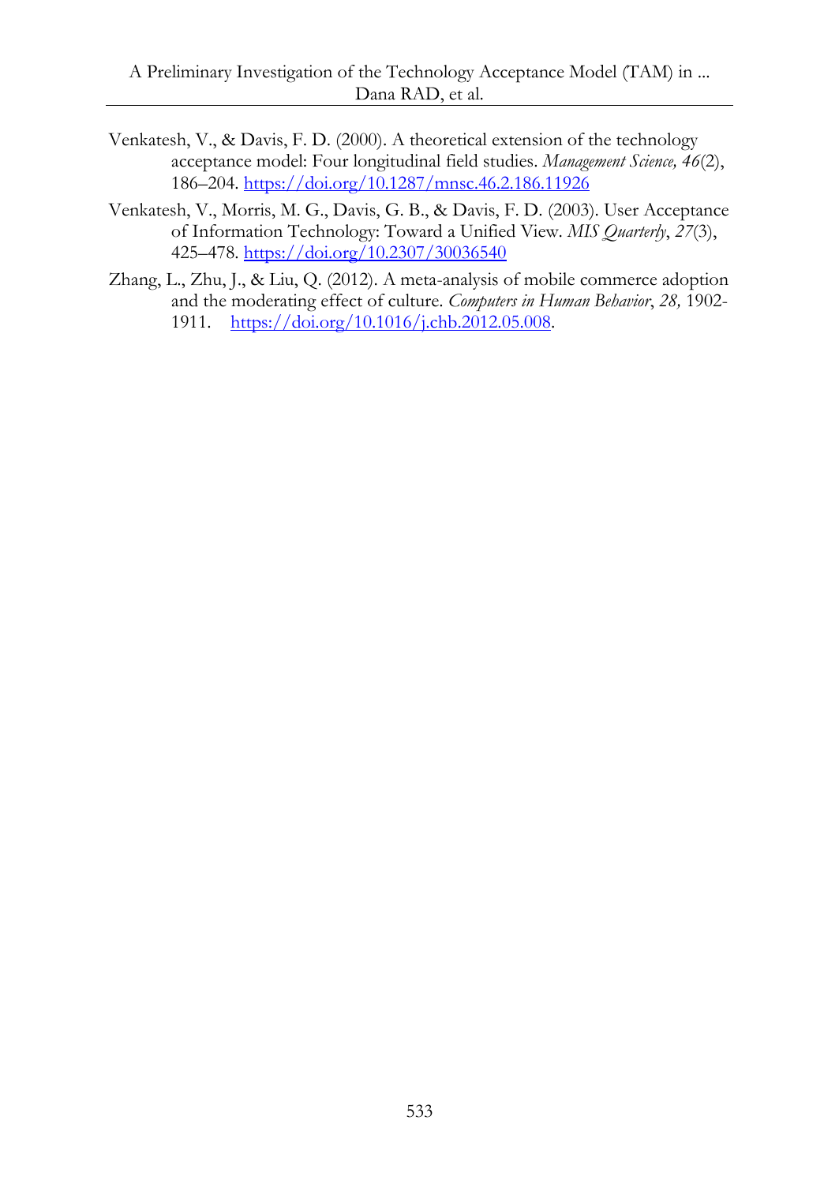Venkatesh, V., & Davis, F. D. (2000). A theoretical extension of the technology acceptance model: Four longitudinal field studies. *Management Science, 46*(2), 186–204. https://doi.org/10.1287/mnsc.46.2.186.11926

Venkatesh, V., Morris, M. G., Davis, G. B., & Davis, F. D. (2003). User Acceptance of Information Technology: Toward a Unified View. *MIS Quarterly*, *27*(3), 425–478. https://doi.org/10.2307/30036540

Zhang, L., Zhu, J., & Liu, Q. (2012). A meta-analysis of mobile commerce adoption and the moderating effect of culture. *Computers in Human Behavior*, *28,* 1902-1911. https://doi.org/10.1016/j.chb.2012.05.008.